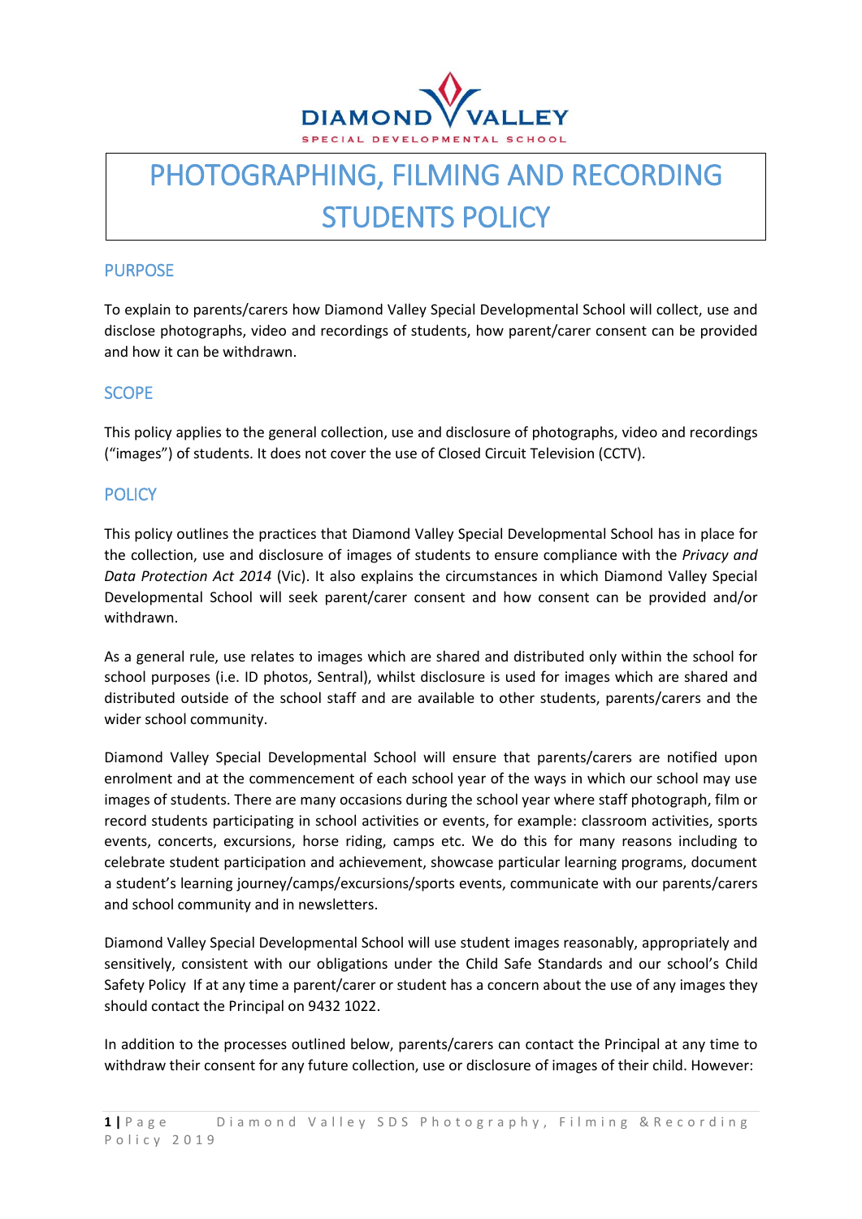# PHOTOGRAPHING, FILMING AND RECORDING STUDENTS POLICY

## PURPOSE

To explain to parents/carers how Diamond Valley Special Developmental School will collect, use and disclose photographs, video and recordings of students, how parent/carer consent can be provided and how it can be withdrawn.

## SCOPE

This policy applies to the general collection, use and disclosure of photographs, video and recordings ("images") of students. It does not cover the use of Closed Circuit Television (CCTV).

## POLICY

This policy outlines the practices that Diamond Valley Special Developmental School has in place for the collection, use and disclosure of images of students to ensure compliance with the *Privacy and Data Protection Act 2014* (Vic). It also explains the circumstances in which Diamond Valley Special Developmental School will seek parent/carer consent and how consent can be provided and/or withdrawn.

As a general rule, use relates to images which are shared and distributed only within the school for school purposes (i.e. ID photos, Sentral), whilst disclosure is used for images which are shared and distributed outside of the school staff and are available to other students, parents/carers and the wider school community.

Diamond Valley Special Developmental School will ensure that parents/carers are notified upon enrolment and at the commencement of each school year of the ways in which our school may use images of students. There are many occasions during the school year where staff photograph, film or record students participating in school activities or events, for example: classroom activities, sports events, concerts, excursions, horse riding, camps etc. We do this for many reasons including to celebrate student participation and achievement, showcase particular learning programs, document a student's learning journey/camps/excursions/sports events, communicate with our parents/carers and school community and in newsletters.

Diamond Valley Special Developmental School will use student images reasonably, appropriately and sensitively, consistent with our obligations under the Child Safe Standards and our school's Child Safety Policy If at any time a parent/carer or student has a concern about the use of any images they should contact the Principal on 9432 1022.

In addition to the processes outlined below, parents/carers can contact the Principal at any time to withdraw their consent for any future collection, use or disclosure of images of their child. However: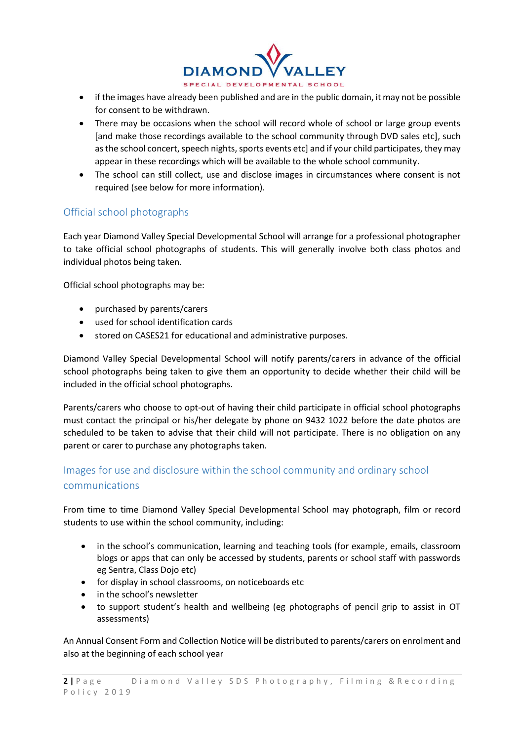- if the images have already been published and are in the public domain, it may not be possible for consent to be withdrawn.
- There may be occasions when the school will record whole of school or large group events [and make those recordings available to the school community through DVD sales etc], such as the school concert, speech nights, sports events etc] and if your child participates, they may appear in these recordings which will be available to the whole school community.
- The school can still collect, use and disclose images in circumstances where consent is not required (see below for more information).

## Official school photographs

Each year Diamond Valley Special Developmental School will arrange for a professional photographer to take official school photographs of students. This will generally involve both class photos and individual photos being taken.

Official school photographs may be:

- purchased by parents/carers
- used for school identification cards
- stored on CASES21 for educational and administrative purposes.

Diamond Valley Special Developmental School will notify parents/carers in advance of the official school photographs being taken to give them an opportunity to decide whether their child will be included in the official school photographs.

Parents/carers who choose to opt-out of having their child participate in official school photographs must contact the principal or his/her delegate by phone on 9432 1022 before the date photos are scheduled to be taken to advise that their child will not participate. There is no obligation on any parent or carer to purchase any photographs taken.

## Images for use and disclosure within the school community and ordinary school communications

From time to time Diamond Valley Special Developmental School may photograph, film or record students to use within the school community, including:

- in the school's communication, learning and teaching tools (for example, emails, classroom blogs or apps that can only be accessed by students, parents or school staff with passwords eg Sentra, Class Dojo etc)
- for display in school classrooms, on noticeboards etc
- in the school's newsletter
- to support student's health and wellbeing (eg photographs of pencil grip to assist in OT assessments)

An Annual Consent Form and Collection Notice will be distributed to parents/carers on enrolment and also at the beginning of each school year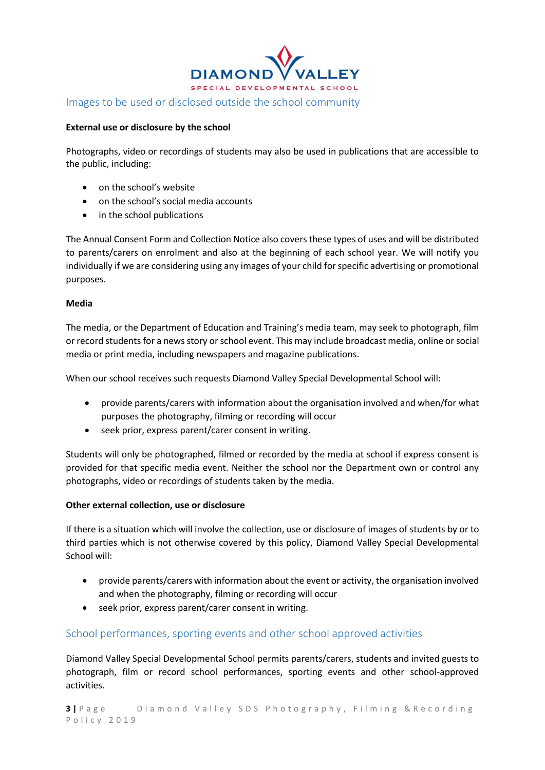## Images to be used or disclosed outside the school community

**External use or disclosure by the school**

Photographs, video or recordings of students may also be used in publications that are accessible to the public, including:

- on the school's website
- on the school's social media accounts
- in the school publications

The Annual Consent Form and Collection Notice also covers these types of uses and will be distributed to parents/carers on enrolment and also at the beginning of each school year. We will notify you individually if we are considering using any images of your child for specific advertising or promotional purposes.

**Media**

The media, or the Department of Education and Training's media team, may seek to photograph, film or record students for a news story or school event. This may include broadcast media, online or social media or print media, including newspapers and magazine publications.

When our school receives such requests Diamond Valley Special Developmental School will:

- provide parents/carers with information about the organisation involved and when/for what purposes the photography, filming or recording will occur
- seek prior, express parent/carer consent in writing.

Students will only be photographed, filmed or recorded by the media at school if express consent is provided for that specific media event. Neither the school nor the Department own or control any photographs, video or recordings of students taken by the media.

**Other external collection, use or disclosure**

If there is a situation which will involve the collection, use or disclosure of images of students by or to third parties which is not otherwise covered by this policy, Diamond Valley Special Developmental School will:

- provide parents/carers with information about the event or activity, the organisation involved and when the photography, filming or recording will occur
- seek prior, express parent/carer consent in writing.

## School performances, sporting events and other school approved activities

Diamond Valley Special Developmental School permits parents/carers, students and invited guests to photograph, film or record school performances, sporting events and other school-approved activities.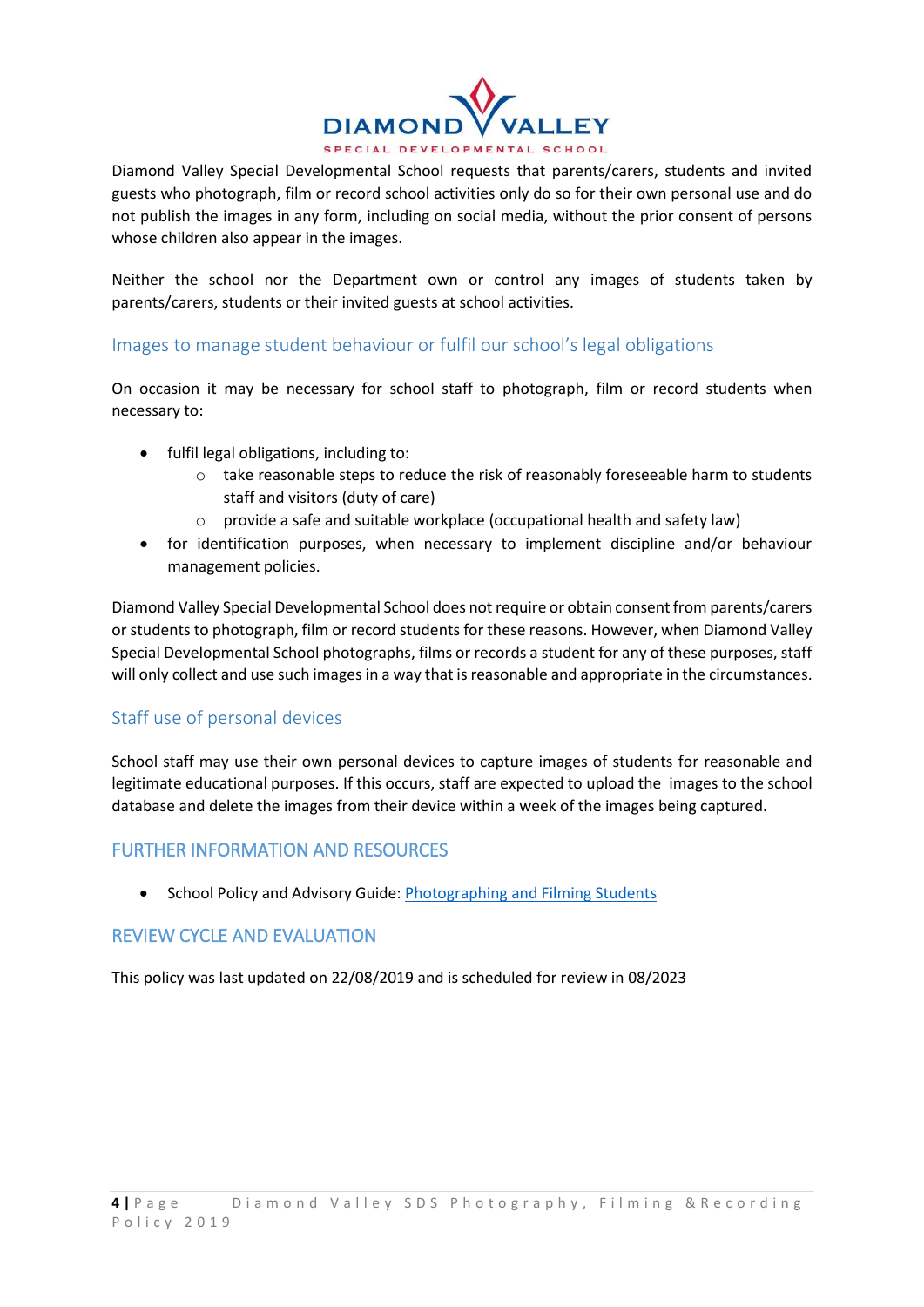Diamond Valley Special Developmental School requests that parents/carers, students and invited guests who photograph, film or record school activities only do so for their own personal use and do not publish the images in any form, including on social media, without the prior consent of persons whose children also appear in the images.

Neither the school nor the Department own or control any images of students taken by parents/carers, students or their invited guests at school activities.

### Images to manage student behaviour or fulfil our school's legal obligations

On occasion it may be necessary for school staff to photograph, film or record students when necessary to:

- fulfil legal obligations, including to:
  - take reasonable steps to reduce the risk of reasonably foreseeable harm to students staff and visitors (duty of care)
  - provide a safe and suitable workplace (occupational health and safety law)
- for identification purposes, when necessary to implement discipline and/or behaviour management policies.

Diamond Valley Special Developmental School does not require or obtain consent from parents/carers or students to photograph, film or record students for these reasons. However, when Diamond Valley Special Developmental School photographs, films or records a student for any of these purposes, staff will only collect and use such images in a way that is reasonable and appropriate in the circumstances.

### Staff use of personal devices

School staff may use their own personal devices to capture images of students for reasonable and legitimate educational purposes. If this occurs, staff are expected to upload the images to the school database and delete the images from their device within a week of the images being captured.

## FURTHER INFORMATION AND RESOURCES

- School Policy and Advisory Guide: [Photographing and Filming Students]

## REVIEW CYCLE AND EVALUATION

This policy was last updated on 22/08/2019 and is scheduled for review in 08/2023